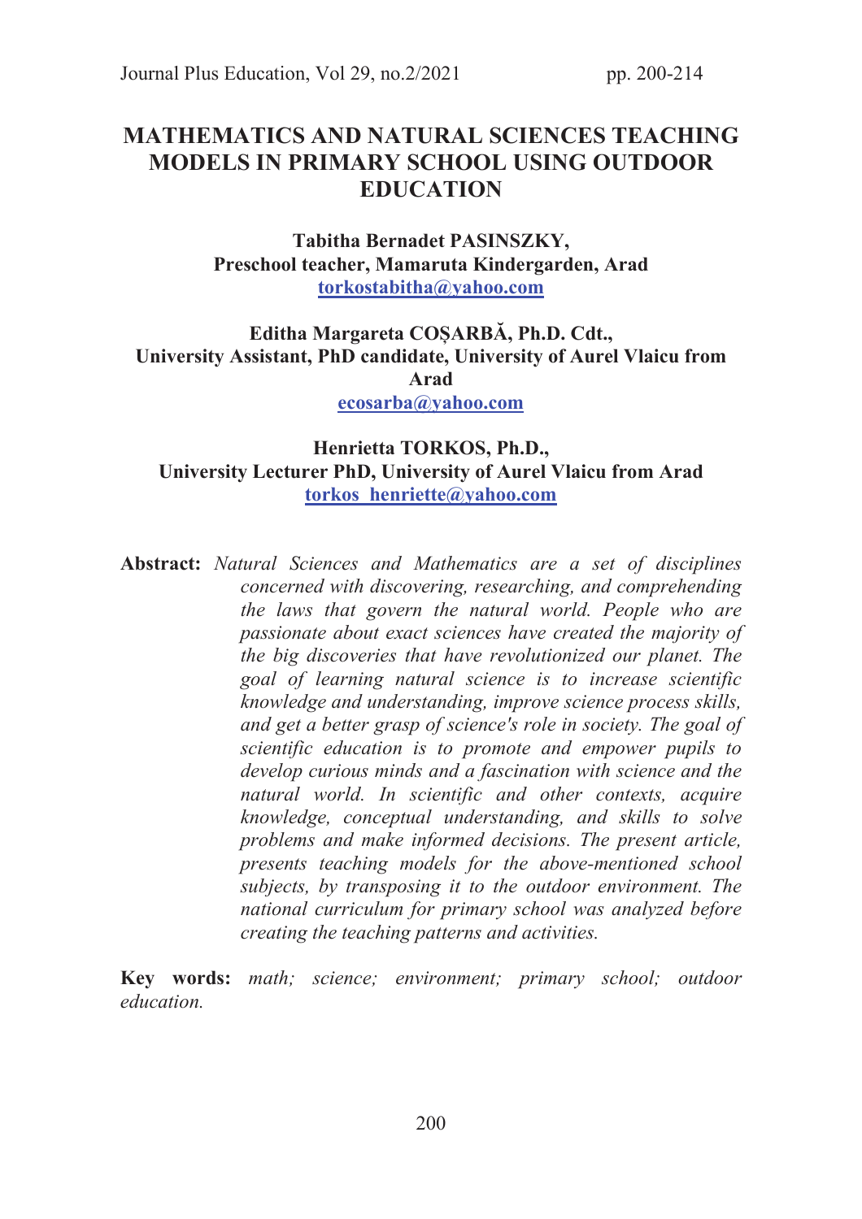# MATHEMATICS AND NATURAL SCIENCES TEACHING MODELS IN PRIMARY SCHOOL USING OUTDOOR EDUCATION

**Tabitha Bernadet PASINSZKY,**
**Preschool teacher, Mamaruta Kindergarden, Arad**
**torkostabitha@yahoo.com**

**Editha Margareta COȘARBĂ, Ph.D. Cdt.,**
**University Assistant, PhD candidate, University of Aurel Vlaicu from Arad**
**ecosarba@yahoo.com**

**Henrietta TORKOS, Ph.D.,**
**University Lecturer PhD, University of Aurel Vlaicu from Arad**
**torkos_henriette@yahoo.com**

**Abstract:** *Natural Sciences and Mathematics are a set of disciplines concerned with discovering, researching, and comprehending the laws that govern the natural world. People who are passionate about exact sciences have created the majority of the big discoveries that have revolutionized our planet. The goal of learning natural science is to increase scientific knowledge and understanding, improve science process skills, and get a better grasp of science's role in society. The goal of scientific education is to promote and empower pupils to develop curious minds and a fascination with science and the natural world. In scientific and other contexts, acquire knowledge, conceptual understanding, and skills to solve problems and make informed decisions. The present article, presents teaching models for the above-mentioned school subjects, by transposing it to the outdoor environment. The national curriculum for primary school was analyzed before creating the teaching patterns and activities.*

**Key words:** *math; science; environment; primary school; outdoor education.*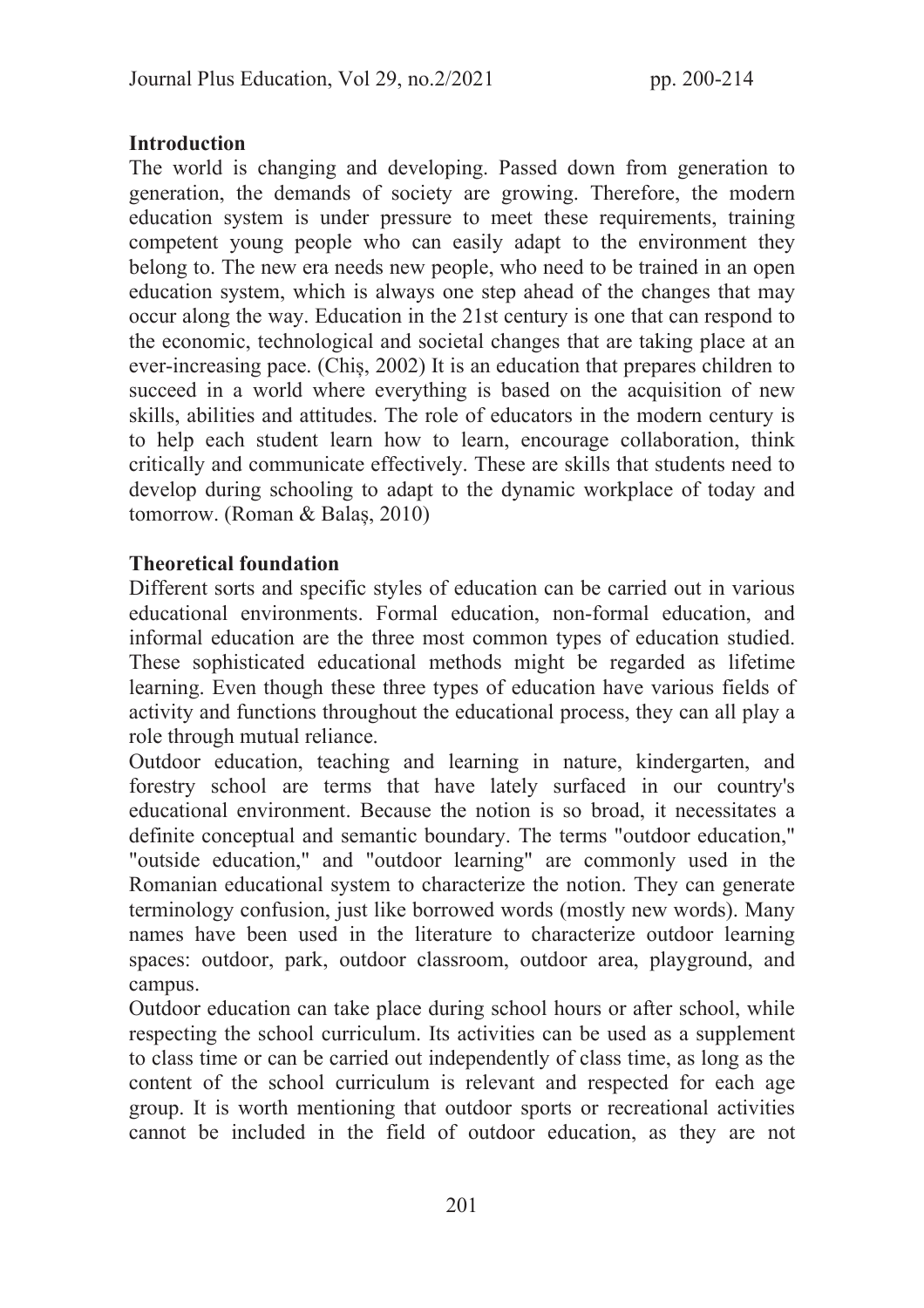## Introduction

The world is changing and developing. Passed down from generation to generation, the demands of society are growing. Therefore, the modern education system is under pressure to meet these requirements, training competent young people who can easily adapt to the environment they belong to. The new era needs new people, who need to be trained in an open education system, which is always one step ahead of the changes that may occur along the way. Education in the 21st century is one that can respond to the economic, technological and societal changes that are taking place at an ever-increasing pace. (Chiș, 2002) It is an education that prepares children to succeed in a world where everything is based on the acquisition of new skills, abilities and attitudes. The role of educators in the modern century is to help each student learn how to learn, encourage collaboration, think critically and communicate effectively. These are skills that students need to develop during schooling to adapt to the dynamic workplace of today and tomorrow. (Roman & Balaș, 2010)

## Theoretical foundation

Different sorts and specific styles of education can be carried out in various educational environments. Formal education, non-formal education, and informal education are the three most common types of education studied. These sophisticated educational methods might be regarded as lifetime learning. Even though these three types of education have various fields of activity and functions throughout the educational process, they can all play a role through mutual reliance.

Outdoor education, teaching and learning in nature, kindergarten, and forestry school are terms that have lately surfaced in our country's educational environment. Because the notion is so broad, it necessitates a definite conceptual and semantic boundary. The terms "outdoor education," "outside education," and "outdoor learning" are commonly used in the Romanian educational system to characterize the notion. They can generate terminology confusion, just like borrowed words (mostly new words). Many names have been used in the literature to characterize outdoor learning spaces: outdoor, park, outdoor classroom, outdoor area, playground, and campus.

Outdoor education can take place during school hours or after school, while respecting the school curriculum. Its activities can be used as a supplement to class time or can be carried out independently of class time, as long as the content of the school curriculum is relevant and respected for each age group. It is worth mentioning that outdoor sports or recreational activities cannot be included in the field of outdoor education, as they are not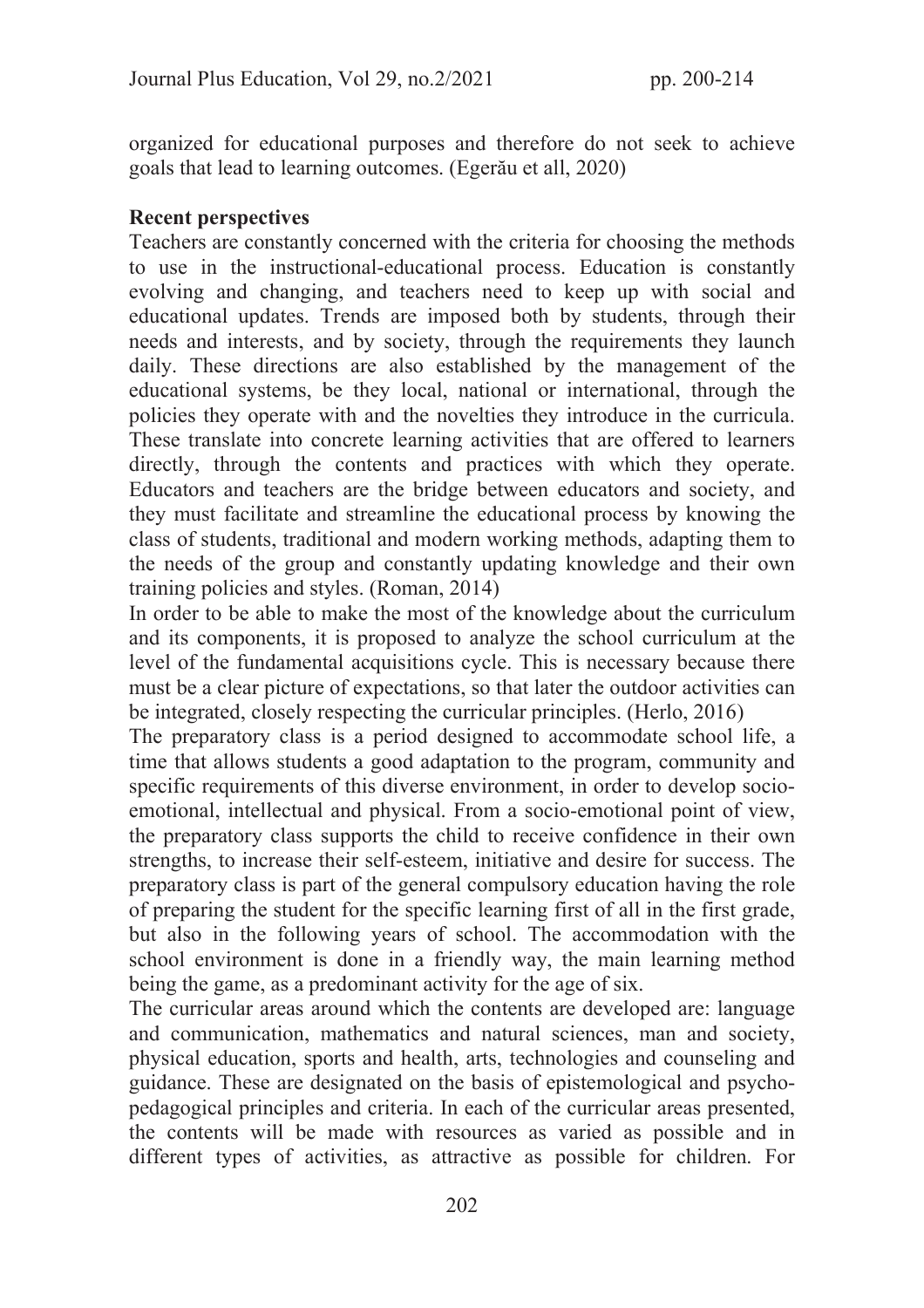organized for educational purposes and therefore do not seek to achieve goals that lead to learning outcomes. (Egerău et all, 2020)

**Recent perspectives**

Teachers are constantly concerned with the criteria for choosing the methods to use in the instructional-educational process. Education is constantly evolving and changing, and teachers need to keep up with social and educational updates. Trends are imposed both by students, through their needs and interests, and by society, through the requirements they launch daily. These directions are also established by the management of the educational systems, be they local, national or international, through the policies they operate with and the novelties they introduce in the curricula. These translate into concrete learning activities that are offered to learners directly, through the contents and practices with which they operate. Educators and teachers are the bridge between educators and society, and they must facilitate and streamline the educational process by knowing the class of students, traditional and modern working methods, adapting them to the needs of the group and constantly updating knowledge and their own training policies and styles. (Roman, 2014)

In order to be able to make the most of the knowledge about the curriculum and its components, it is proposed to analyze the school curriculum at the level of the fundamental acquisitions cycle. This is necessary because there must be a clear picture of expectations, so that later the outdoor activities can be integrated, closely respecting the curricular principles. (Herlo, 2016)

The preparatory class is a period designed to accommodate school life, a time that allows students a good adaptation to the program, community and specific requirements of this diverse environment, in order to develop socio-emotional, intellectual and physical. From a socio-emotional point of view, the preparatory class supports the child to receive confidence in their own strengths, to increase their self-esteem, initiative and desire for success. The preparatory class is part of the general compulsory education having the role of preparing the student for the specific learning first of all in the first grade, but also in the following years of school. The accommodation with the school environment is done in a friendly way, the main learning method being the game, as a predominant activity for the age of six.

The curricular areas around which the contents are developed are: language and communication, mathematics and natural sciences, man and society, physical education, sports and health, arts, technologies and counseling and guidance. These are designated on the basis of epistemological and psycho-pedagogical principles and criteria. In each of the curricular areas presented, the contents will be made with resources as varied as possible and in different types of activities, as attractive as possible for children. For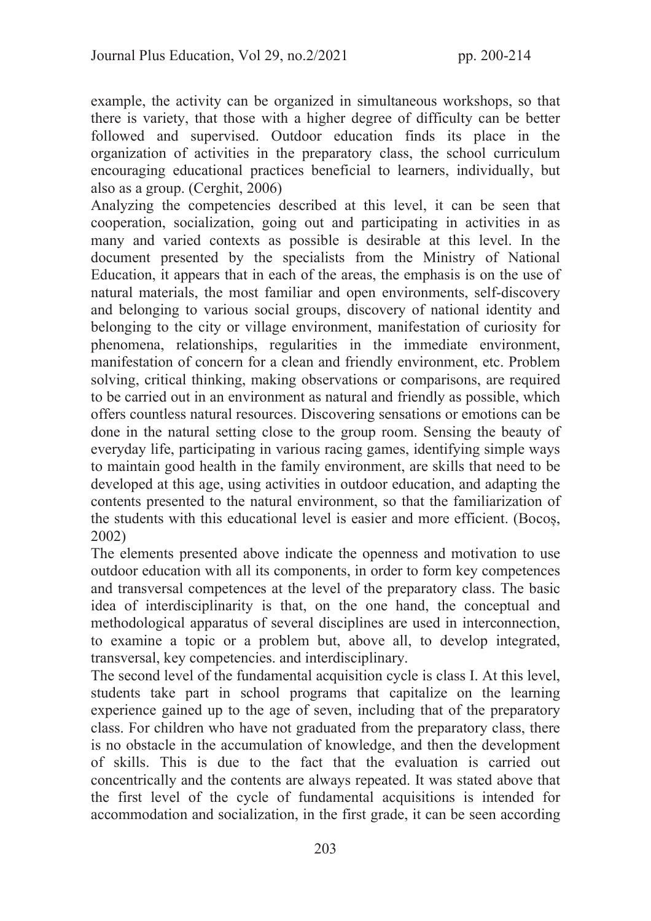example, the activity can be organized in simultaneous workshops, so that there is variety, that those with a higher degree of difficulty can be better followed and supervised. Outdoor education finds its place in the organization of activities in the preparatory class, the school curriculum encouraging educational practices beneficial to learners, individually, but also as a group. (Cerghit, 2006)

Analyzing the competencies described at this level, it can be seen that cooperation, socialization, going out and participating in activities in as many and varied contexts as possible is desirable at this level. In the document presented by the specialists from the Ministry of National Education, it appears that in each of the areas, the emphasis is on the use of natural materials, the most familiar and open environments, self-discovery and belonging to various social groups, discovery of national identity and belonging to the city or village environment, manifestation of curiosity for phenomena, relationships, regularities in the immediate environment, manifestation of concern for a clean and friendly environment, etc. Problem solving, critical thinking, making observations or comparisons, are required to be carried out in an environment as natural and friendly as possible, which offers countless natural resources. Discovering sensations or emotions can be done in the natural setting close to the group room. Sensing the beauty of everyday life, participating in various racing games, identifying simple ways to maintain good health in the family environment, are skills that need to be developed at this age, using activities in outdoor education, and adapting the contents presented to the natural environment, so that the familiarization of the students with this educational level is easier and more efficient. (Bocoș, 2002)

The elements presented above indicate the openness and motivation to use outdoor education with all its components, in order to form key competences and transversal competences at the level of the preparatory class. The basic idea of interdisciplinarity is that, on the one hand, the conceptual and methodological apparatus of several disciplines are used in interconnection, to examine a topic or a problem but, above all, to develop integrated, transversal, key competencies. and interdisciplinary.

The second level of the fundamental acquisition cycle is class I. At this level, students take part in school programs that capitalize on the learning experience gained up to the age of seven, including that of the preparatory class. For children who have not graduated from the preparatory class, there is no obstacle in the accumulation of knowledge, and then the development of skills. This is due to the fact that the evaluation is carried out concentrically and the contents are always repeated. It was stated above that the first level of the cycle of fundamental acquisitions is intended for accommodation and socialization, in the first grade, it can be seen according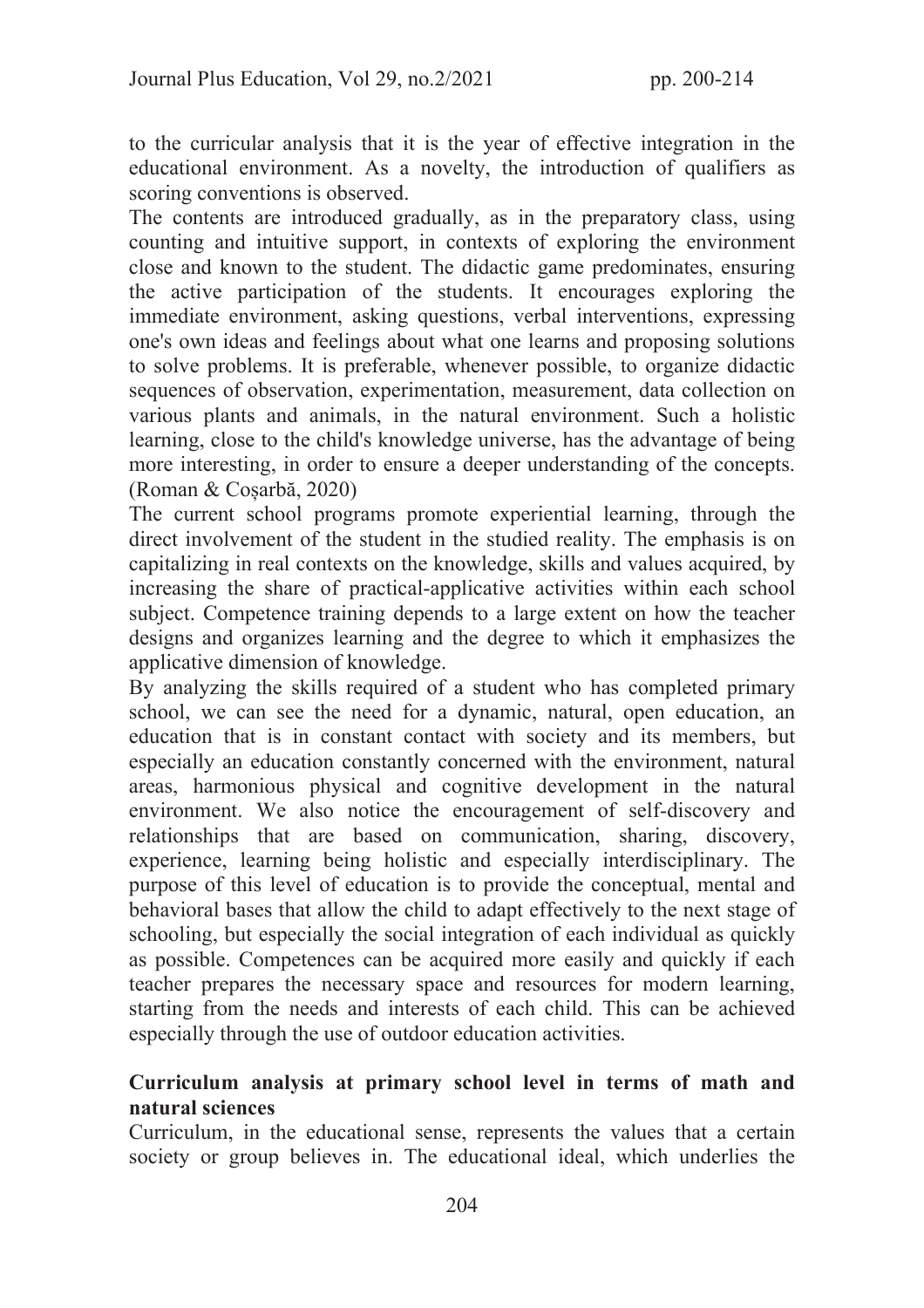to the curricular analysis that it is the year of effective integration in the educational environment. As a novelty, the introduction of qualifiers as scoring conventions is observed.

The contents are introduced gradually, as in the preparatory class, using counting and intuitive support, in contexts of exploring the environment close and known to the student. The didactic game predominates, ensuring the active participation of the students. It encourages exploring the immediate environment, asking questions, verbal interventions, expressing one's own ideas and feelings about what one learns and proposing solutions to solve problems. It is preferable, whenever possible, to organize didactic sequences of observation, experimentation, measurement, data collection on various plants and animals, in the natural environment. Such a holistic learning, close to the child's knowledge universe, has the advantage of being more interesting, in order to ensure a deeper understanding of the concepts. (Roman & Coșarbă, 2020)

The current school programs promote experiential learning, through the direct involvement of the student in the studied reality. The emphasis is on capitalizing in real contexts on the knowledge, skills and values acquired, by increasing the share of practical-applicative activities within each school subject. Competence training depends to a large extent on how the teacher designs and organizes learning and the degree to which it emphasizes the applicative dimension of knowledge.

By analyzing the skills required of a student who has completed primary school, we can see the need for a dynamic, natural, open education, an education that is in constant contact with society and its members, but especially an education constantly concerned with the environment, natural areas, harmonious physical and cognitive development in the natural environment. We also notice the encouragement of self-discovery and relationships that are based on communication, sharing, discovery, experience, learning being holistic and especially interdisciplinary. The purpose of this level of education is to provide the conceptual, mental and behavioral bases that allow the child to adapt effectively to the next stage of schooling, but especially the social integration of each individual as quickly as possible. Competences can be acquired more easily and quickly if each teacher prepares the necessary space and resources for modern learning, starting from the needs and interests of each child. This can be achieved especially through the use of outdoor education activities.

## Curriculum analysis at primary school level in terms of math and natural sciences

Curriculum, in the educational sense, represents the values that a certain society or group believes in. The educational ideal, which underlies the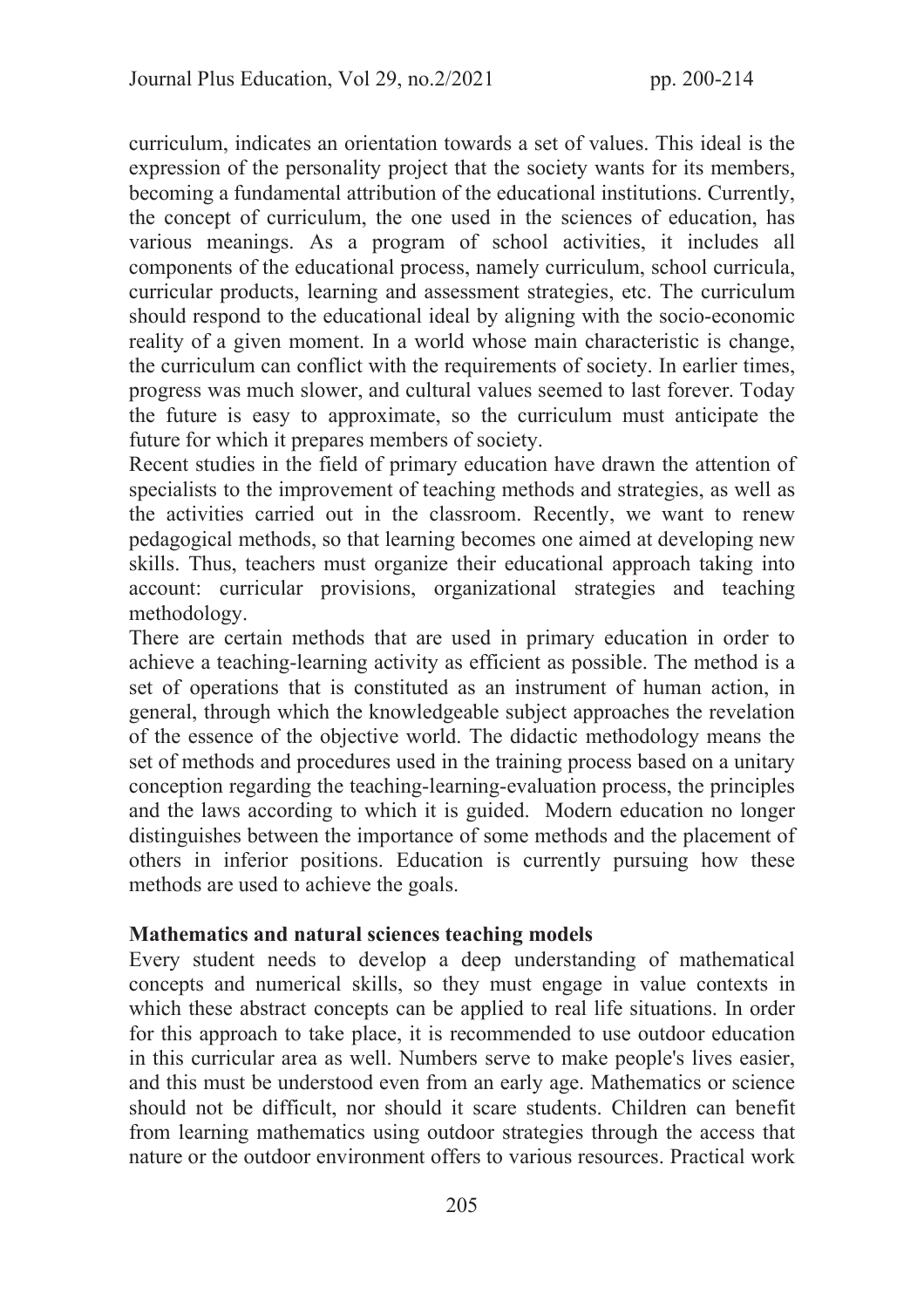curriculum, indicates an orientation towards a set of values. This ideal is the expression of the personality project that the society wants for its members, becoming a fundamental attribution of the educational institutions. Currently, the concept of curriculum, the one used in the sciences of education, has various meanings. As a program of school activities, it includes all components of the educational process, namely curriculum, school curricula, curricular products, learning and assessment strategies, etc. The curriculum should respond to the educational ideal by aligning with the socio-economic reality of a given moment. In a world whose main characteristic is change, the curriculum can conflict with the requirements of society. In earlier times, progress was much slower, and cultural values seemed to last forever. Today the future is easy to approximate, so the curriculum must anticipate the future for which it prepares members of society.

Recent studies in the field of primary education have drawn the attention of specialists to the improvement of teaching methods and strategies, as well as the activities carried out in the classroom. Recently, we want to renew pedagogical methods, so that learning becomes one aimed at developing new skills. Thus, teachers must organize their educational approach taking into account: curricular provisions, organizational strategies and teaching methodology.

There are certain methods that are used in primary education in order to achieve a teaching-learning activity as efficient as possible. The method is a set of operations that is constituted as an instrument of human action, in general, through which the knowledgeable subject approaches the revelation of the essence of the objective world. The didactic methodology means the set of methods and procedures used in the training process based on a unitary conception regarding the teaching-learning-evaluation process, the principles and the laws according to which it is guided. Modern education no longer distinguishes between the importance of some methods and the placement of others in inferior positions. Education is currently pursuing how these methods are used to achieve the goals.

**Mathematics and natural sciences teaching models**

Every student needs to develop a deep understanding of mathematical concepts and numerical skills, so they must engage in value contexts in which these abstract concepts can be applied to real life situations. In order for this approach to take place, it is recommended to use outdoor education in this curricular area as well. Numbers serve to make people's lives easier, and this must be understood even from an early age. Mathematics or science should not be difficult, nor should it scare students. Children can benefit from learning mathematics using outdoor strategies through the access that nature or the outdoor environment offers to various resources. Practical work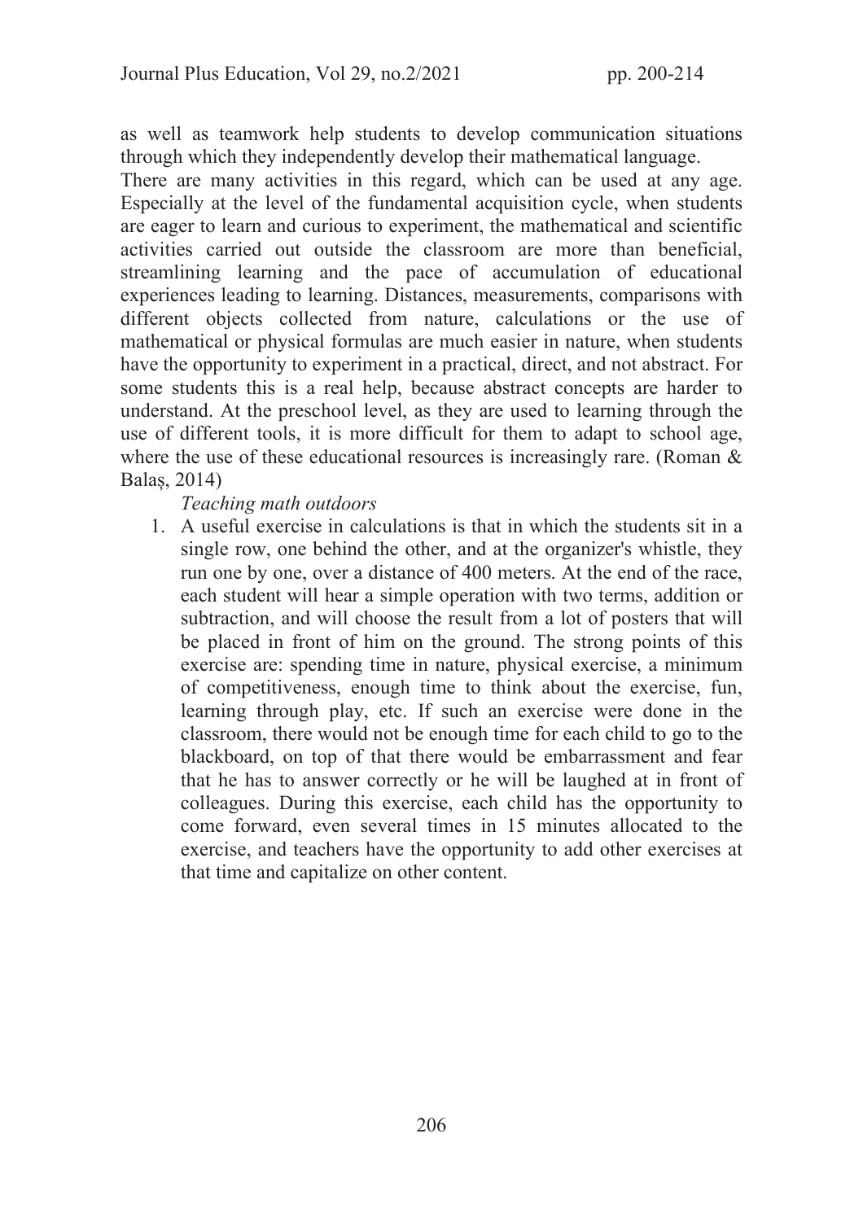as well as teamwork help students to develop communication situations through which they independently develop their mathematical language.

There are many activities in this regard, which can be used at any age. Especially at the level of the fundamental acquisition cycle, when students are eager to learn and curious to experiment, the mathematical and scientific activities carried out outside the classroom are more than beneficial, streamlining learning and the pace of accumulation of educational experiences leading to learning. Distances, measurements, comparisons with different objects collected from nature, calculations or the use of mathematical or physical formulas are much easier in nature, when students have the opportunity to experiment in a practical, direct, and not abstract. For some students this is a real help, because abstract concepts are harder to understand. At the preschool level, as they are used to learning through the use of different tools, it is more difficult for them to adapt to school age, where the use of these educational resources is increasingly rare. (Roman & Balaș, 2014)

*Teaching math outdoors*

1. A useful exercise in calculations is that in which the students sit in a single row, one behind the other, and at the organizer's whistle, they run one by one, over a distance of 400 meters. At the end of the race, each student will hear a simple operation with two terms, addition or subtraction, and will choose the result from a lot of posters that will be placed in front of him on the ground. The strong points of this exercise are: spending time in nature, physical exercise, a minimum of competitiveness, enough time to think about the exercise, fun, learning through play, etc. If such an exercise were done in the classroom, there would not be enough time for each child to go to the blackboard, on top of that there would be embarrassment and fear that he has to answer correctly or he will be laughed at in front of colleagues. During this exercise, each child has the opportunity to come forward, even several times in 15 minutes allocated to the exercise, and teachers have the opportunity to add other exercises at that time and capitalize on other content.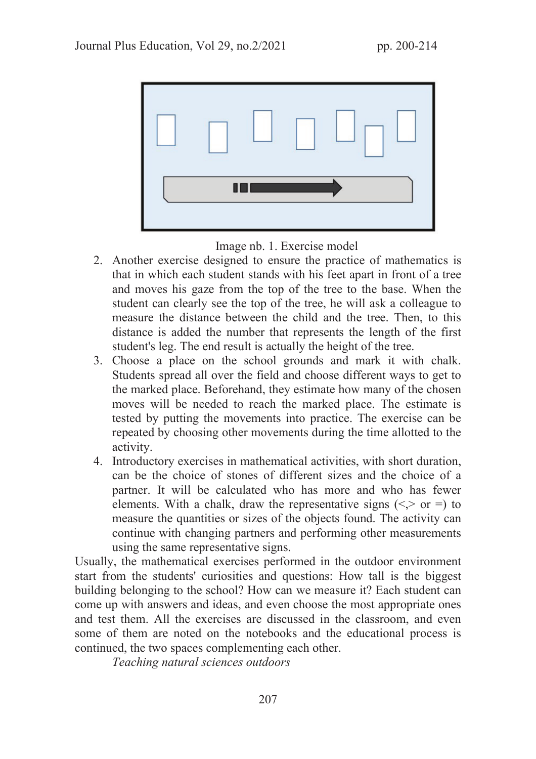Image nb. 1. Exercise model

2. Another exercise designed to ensure the practice of mathematics is that in which each student stands with his feet apart in front of a tree and moves his gaze from the top of the tree to the base. When the student can clearly see the top of the tree, he will ask a colleague to measure the distance between the child and the tree. Then, to this distance is added the number that represents the length of the first student's leg. The end result is actually the height of the tree.
3. Choose a place on the school grounds and mark it with chalk. Students spread all over the field and choose different ways to get to the marked place. Beforehand, they estimate how many of the chosen moves will be needed to reach the marked place. The estimate is tested by putting the movements into practice. The exercise can be repeated by choosing other movements during the time allotted to the activity.
4. Introductory exercises in mathematical activities, with short duration, can be the choice of stones of different sizes and the choice of a partner. It will be calculated who has more and who has fewer elements. With a chalk, draw the representative signs (<,> or =) to measure the quantities or sizes of the objects found. The activity can continue with changing partners and performing other measurements using the same representative signs.

Usually, the mathematical exercises performed in the outdoor environment start from the students' curiosities and questions: How tall is the biggest building belonging to the school? How can we measure it? Each student can come up with answers and ideas, and even choose the most appropriate ones and test them. All the exercises are discussed in the classroom, and even some of them are noted on the notebooks and the educational process is continued, the two spaces complementing each other.

*Teaching natural sciences outdoors*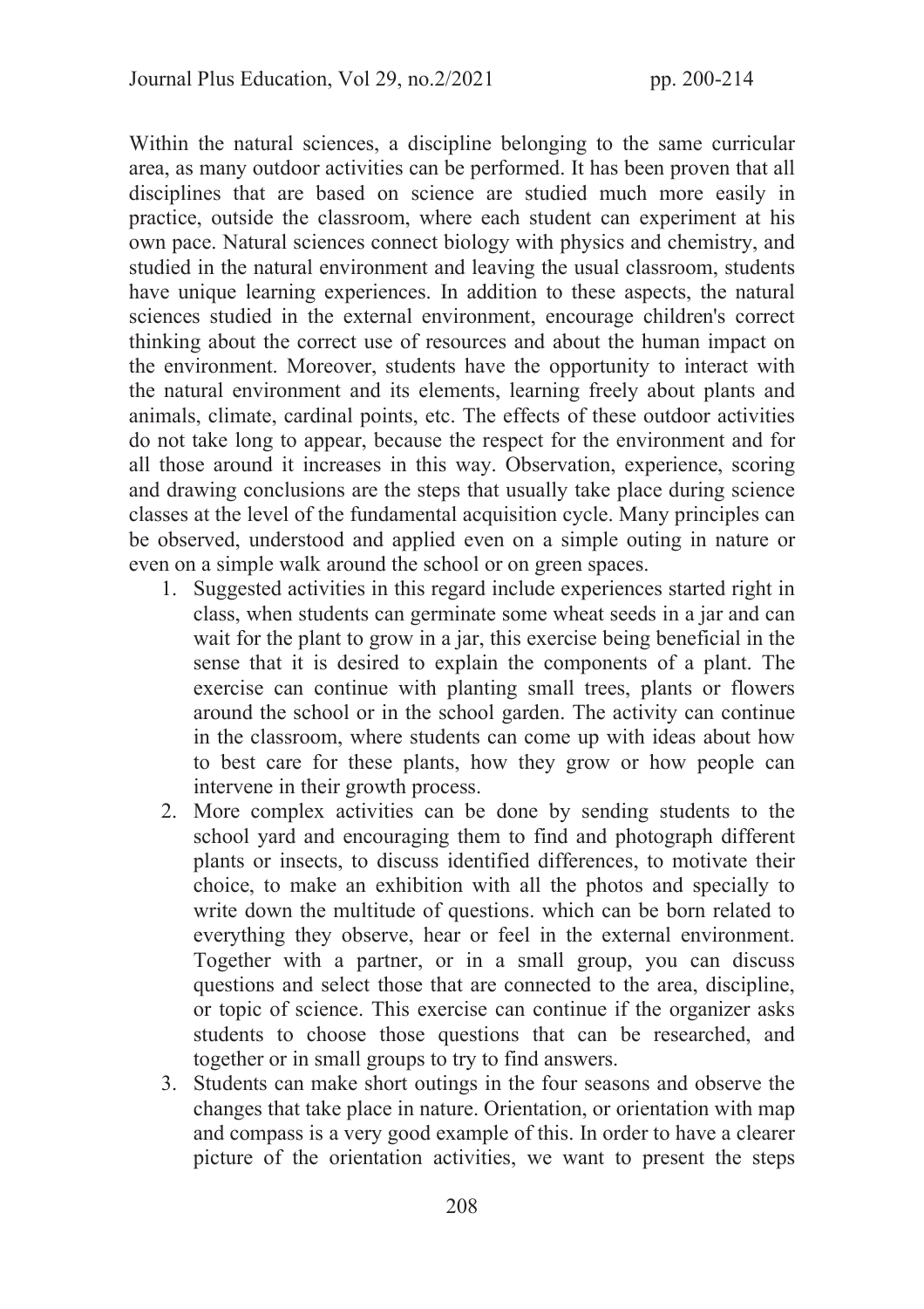Within the natural sciences, a discipline belonging to the same curricular area, as many outdoor activities can be performed. It has been proven that all disciplines that are based on science are studied much more easily in practice, outside the classroom, where each student can experiment at his own pace. Natural sciences connect biology with physics and chemistry, and studied in the natural environment and leaving the usual classroom, students have unique learning experiences. In addition to these aspects, the natural sciences studied in the external environment, encourage children's correct thinking about the correct use of resources and about the human impact on the environment. Moreover, students have the opportunity to interact with the natural environment and its elements, learning freely about plants and animals, climate, cardinal points, etc. The effects of these outdoor activities do not take long to appear, because the respect for the environment and for all those around it increases in this way. Observation, experience, scoring and drawing conclusions are the steps that usually take place during science classes at the level of the fundamental acquisition cycle. Many principles can be observed, understood and applied even on a simple outing in nature or even on a simple walk around the school or on green spaces.

1. Suggested activities in this regard include experiences started right in class, when students can germinate some wheat seeds in a jar and can wait for the plant to grow in a jar, this exercise being beneficial in the sense that it is desired to explain the components of a plant. The exercise can continue with planting small trees, plants or flowers around the school or in the school garden. The activity can continue in the classroom, where students can come up with ideas about how to best care for these plants, how they grow or how people can intervene in their growth process.
2. More complex activities can be done by sending students to the school yard and encouraging them to find and photograph different plants or insects, to discuss identified differences, to motivate their choice, to make an exhibition with all the photos and specially to write down the multitude of questions. which can be born related to everything they observe, hear or feel in the external environment. Together with a partner, or in a small group, you can discuss questions and select those that are connected to the area, discipline, or topic of science. This exercise can continue if the organizer asks students to choose those questions that can be researched, and together or in small groups to try to find answers.
3. Students can make short outings in the four seasons and observe the changes that take place in nature. Orientation, or orientation with map and compass is a very good example of this. In order to have a clearer picture of the orientation activities, we want to present the steps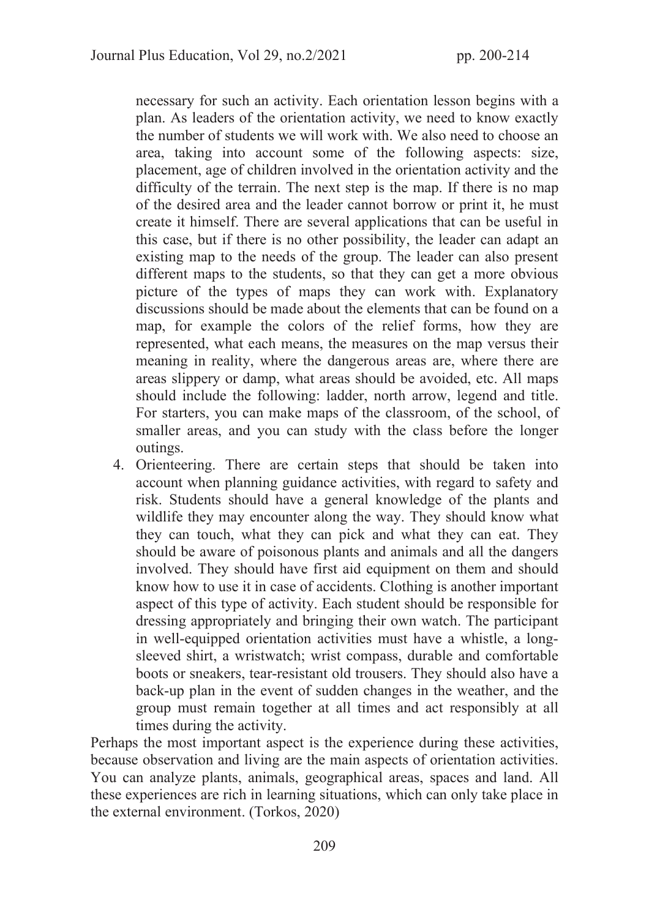necessary for such an activity. Each orientation lesson begins with a plan. As leaders of the orientation activity, we need to know exactly the number of students we will work with. We also need to choose an area, taking into account some of the following aspects: size, placement, age of children involved in the orientation activity and the difficulty of the terrain. The next step is the map. If there is no map of the desired area and the leader cannot borrow or print it, he must create it himself. There are several applications that can be useful in this case, but if there is no other possibility, the leader can adapt an existing map to the needs of the group. The leader can also present different maps to the students, so that they can get a more obvious picture of the types of maps they can work with. Explanatory discussions should be made about the elements that can be found on a map, for example the colors of the relief forms, how they are represented, what each means, the measures on the map versus their meaning in reality, where the dangerous areas are, where there are areas slippery or damp, what areas should be avoided, etc. All maps should include the following: ladder, north arrow, legend and title. For starters, you can make maps of the classroom, of the school, of smaller areas, and you can study with the class before the longer outings.

4. Orienteering. There are certain steps that should be taken into account when planning guidance activities, with regard to safety and risk. Students should have a general knowledge of the plants and wildlife they may encounter along the way. They should know what they can touch, what they can pick and what they can eat. They should be aware of poisonous plants and animals and all the dangers involved. They should have first aid equipment on them and should know how to use it in case of accidents. Clothing is another important aspect of this type of activity. Each student should be responsible for dressing appropriately and bringing their own watch. The participant in well-equipped orientation activities must have a whistle, a long-sleeved shirt, a wristwatch; wrist compass, durable and comfortable boots or sneakers, tear-resistant old trousers. They should also have a back-up plan in the event of sudden changes in the weather, and the group must remain together at all times and act responsibly at all times during the activity.

Perhaps the most important aspect is the experience during these activities, because observation and living are the main aspects of orientation activities. You can analyze plants, animals, geographical areas, spaces and land. All these experiences are rich in learning situations, which can only take place in the external environment. (Torkos, 2020)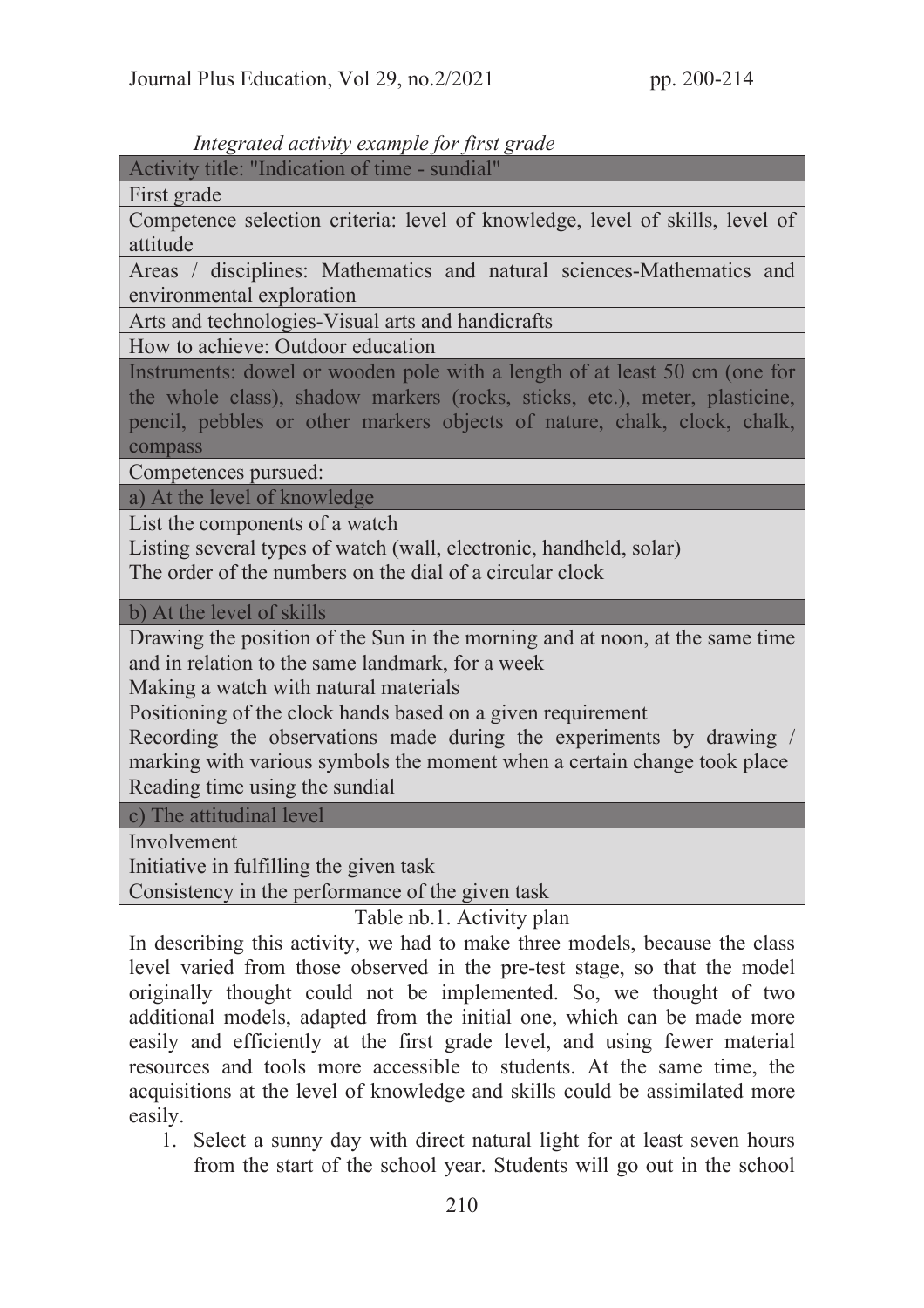*Integrated activity example for first grade*

| Activity title: "Indication of time - sundial" |
|---|
| First grade |
| Competence selection criteria: level of knowledge, level of skills, level of attitude |
| Areas / disciplines: Mathematics and natural sciences-Mathematics and environmental exploration |
| Arts and technologies-Visual arts and handicrafts |
| How to achieve: Outdoor education |
| Instruments: dowel or wooden pole with a length of at least 50 cm (one for the whole class), shadow markers (rocks, sticks, etc.), meter, plasticine, pencil, pebbles or other markers objects of nature, chalk, clock, chalk, compass |
| Competences pursued: |
| a) At the level of knowledge |
| List the components of a watch<br>Listing several types of watch (wall, electronic, handheld, solar)<br>The order of the numbers on the dial of a circular clock |
| b) At the level of skills |
| Drawing the position of the Sun in the morning and at noon, at the same time and in relation to the same landmark, for a week<br>Making a watch with natural materials<br>Positioning of the clock hands based on a given requirement<br>Recording the observations made during the experiments by drawing / marking with various symbols the moment when a certain change took place<br>Reading time using the sundial |
| c) The attitudinal level |
| Involvement<br>Initiative in fulfilling the given task<br>Consistency in the performance of the given task |

Table nb.1. Activity plan

In describing this activity, we had to make three models, because the class level varied from those observed in the pre-test stage, so that the model originally thought could not be implemented. So, we thought of two additional models, adapted from the initial one, which can be made more easily and efficiently at the first grade level, and using fewer material resources and tools more accessible to students. At the same time, the acquisitions at the level of knowledge and skills could be assimilated more easily.

1. Select a sunny day with direct natural light for at least seven hours from the start of the school year. Students will go out in the school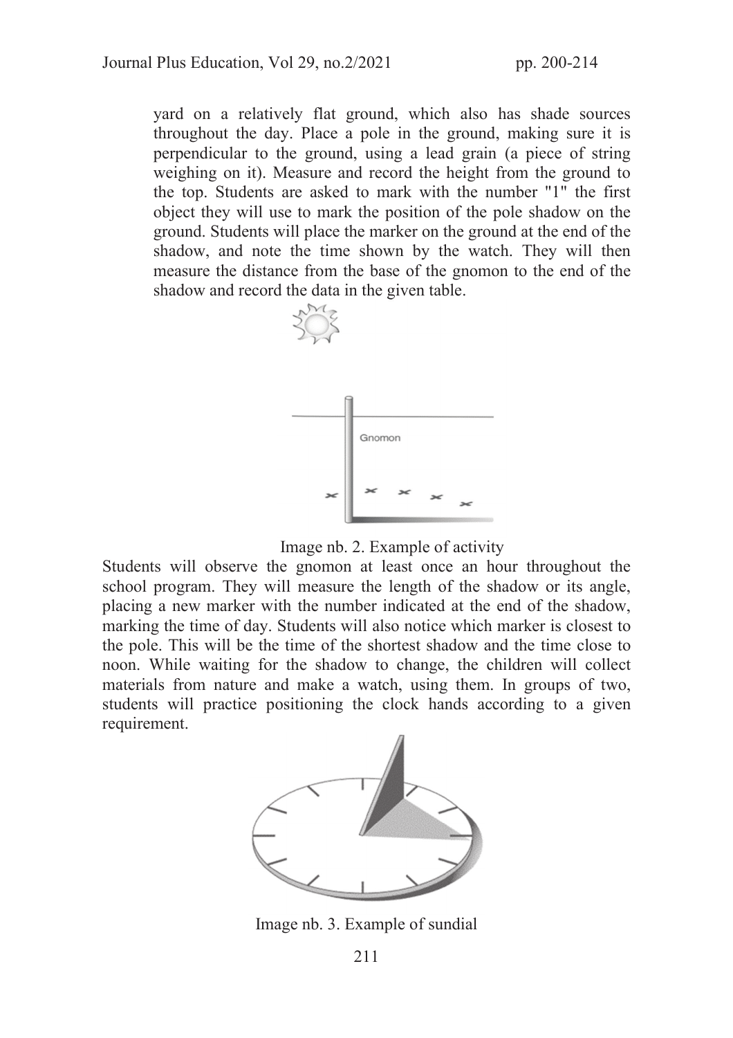yard on a relatively flat ground, which also has shade sources throughout the day. Place a pole in the ground, making sure it is perpendicular to the ground, using a lead grain (a piece of string weighing on it). Measure and record the height from the ground to the top. Students are asked to mark with the number "1" the first object they will use to mark the position of the pole shadow on the ground. Students will place the marker on the ground at the end of the shadow, and note the time shown by the watch. They will then measure the distance from the base of the gnomon to the end of the shadow and record the data in the given table.

Image nb. 2. Example of activity

Students will observe the gnomon at least once an hour throughout the school program. They will measure the length of the shadow or its angle, placing a new marker with the number indicated at the end of the shadow, marking the time of day. Students will also notice which marker is closest to the pole. This will be the time of the shortest shadow and the time close to noon. While waiting for the shadow to change, the children will collect materials from nature and make a watch, using them. In groups of two, students will practice positioning the clock hands according to a given requirement.

Image nb. 3. Example of sundial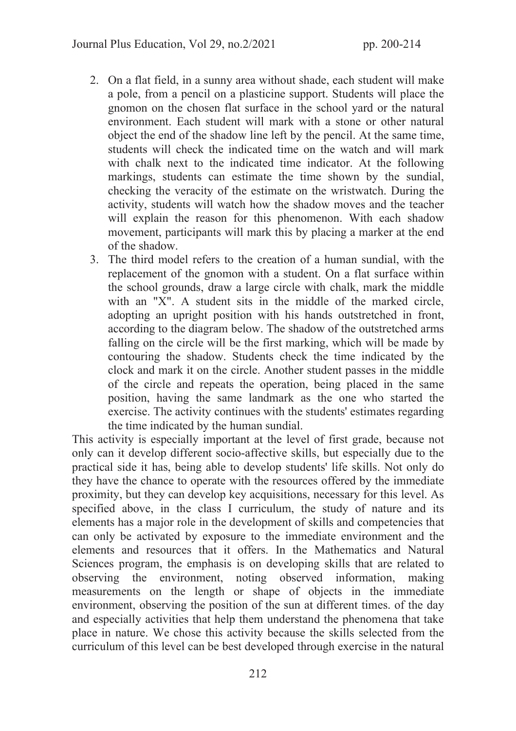2. On a flat field, in a sunny area without shade, each student will make a pole, from a pencil on a plasticine support. Students will place the gnomon on the chosen flat surface in the school yard or the natural environment. Each student will mark with a stone or other natural object the end of the shadow line left by the pencil. At the same time, students will check the indicated time on the watch and will mark with chalk next to the indicated time indicator. At the following markings, students can estimate the time shown by the sundial, checking the veracity of the estimate on the wristwatch. During the activity, students will watch how the shadow moves and the teacher will explain the reason for this phenomenon. With each shadow movement, participants will mark this by placing a marker at the end of the shadow.
3. The third model refers to the creation of a human sundial, with the replacement of the gnomon with a student. On a flat surface within the school grounds, draw a large circle with chalk, mark the middle with an "X". A student sits in the middle of the marked circle, adopting an upright position with his hands outstretched in front, according to the diagram below. The shadow of the outstretched arms falling on the circle will be the first marking, which will be made by contouring the shadow. Students check the time indicated by the clock and mark it on the circle. Another student passes in the middle of the circle and repeats the operation, being placed in the same position, having the same landmark as the one who started the exercise. The activity continues with the students' estimates regarding the time indicated by the human sundial.

This activity is especially important at the level of first grade, because not only can it develop different socio-affective skills, but especially due to the practical side it has, being able to develop students' life skills. Not only do they have the chance to operate with the resources offered by the immediate proximity, but they can develop key acquisitions, necessary for this level. As specified above, in the class I curriculum, the study of nature and its elements has a major role in the development of skills and competencies that can only be activated by exposure to the immediate environment and the elements and resources that it offers. In the Mathematics and Natural Sciences program, the emphasis is on developing skills that are related to observing the environment, noting observed information, making measurements on the length or shape of objects in the immediate environment, observing the position of the sun at different times. of the day and especially activities that help them understand the phenomena that take place in nature. We chose this activity because the skills selected from the curriculum of this level can be best developed through exercise in the natural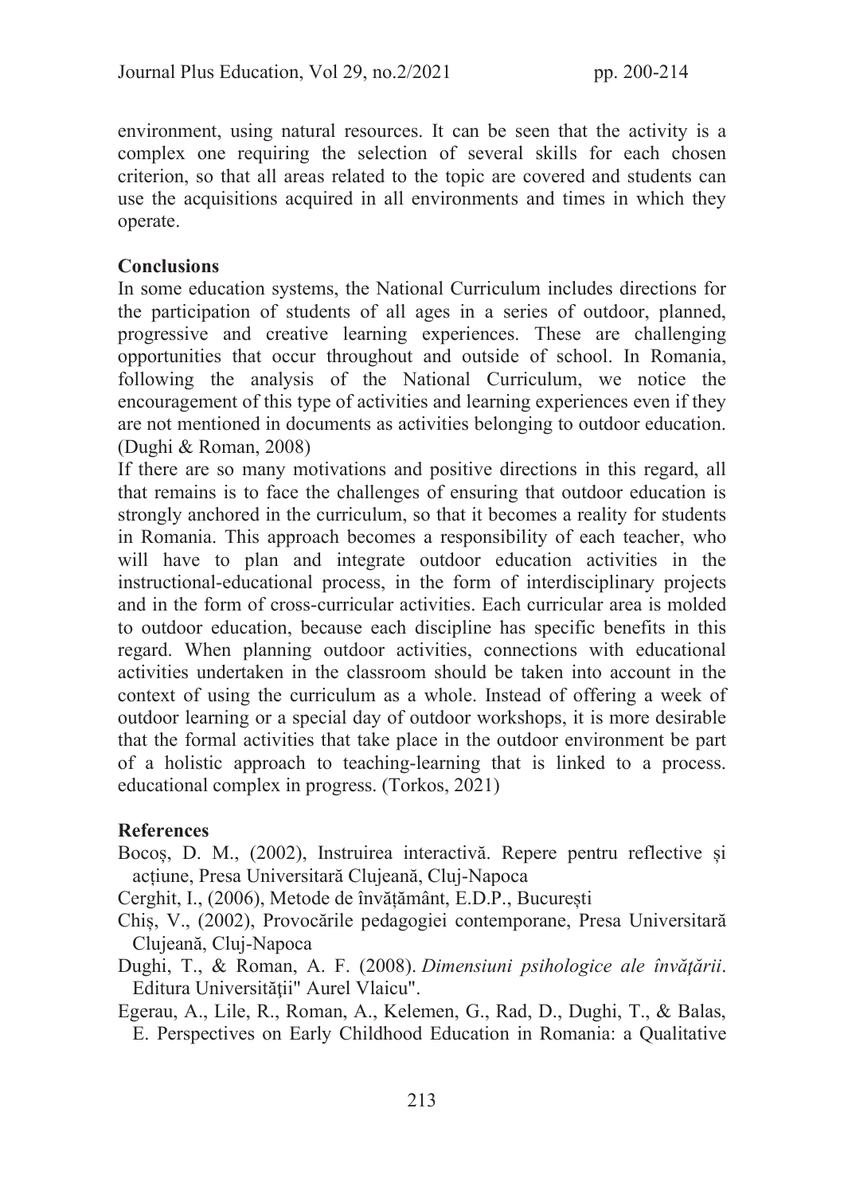environment, using natural resources. It can be seen that the activity is a complex one requiring the selection of several skills for each chosen criterion, so that all areas related to the topic are covered and students can use the acquisitions acquired in all environments and times in which they operate.

## Conclusions

In some education systems, the National Curriculum includes directions for the participation of students of all ages in a series of outdoor, planned, progressive and creative learning experiences. These are challenging opportunities that occur throughout and outside of school. In Romania, following the analysis of the National Curriculum, we notice the encouragement of this type of activities and learning experiences even if they are not mentioned in documents as activities belonging to outdoor education. (Dughi & Roman, 2008)

If there are so many motivations and positive directions in this regard, all that remains is to face the challenges of ensuring that outdoor education is strongly anchored in the curriculum, so that it becomes a reality for students in Romania. This approach becomes a responsibility of each teacher, who will have to plan and integrate outdoor education activities in the instructional-educational process, in the form of interdisciplinary projects and in the form of cross-curricular activities. Each curricular area is molded to outdoor education, because each discipline has specific benefits in this regard. When planning outdoor activities, connections with educational activities undertaken in the classroom should be taken into account in the context of using the curriculum as a whole. Instead of offering a week of outdoor learning or a special day of outdoor workshops, it is more desirable that the formal activities that take place in the outdoor environment be part of a holistic approach to teaching-learning that is linked to a process. educational complex in progress. (Torkos, 2021)

## References

Bocoş, D. M., (2002), Instruirea interactivă. Repere pentru reflective și acțiune, Presa Universitară Clujeană, Cluj-Napoca

Cerghit, I., (2006), Metode de învățământ, E.D.P., București

Chiș, V., (2002), Provocările pedagogiei contemporane, Presa Universitară Clujeană, Cluj-Napoca

Dughi, T., & Roman, A. F. (2008). *Dimensiuni psihologice ale învățării*. Editura Universității" Aurel Vlaicu".

Egerau, A., Lile, R., Roman, A., Kelemen, G., Rad, D., Dughi, T., & Balas, E. Perspectives on Early Childhood Education in Romania: a Qualitative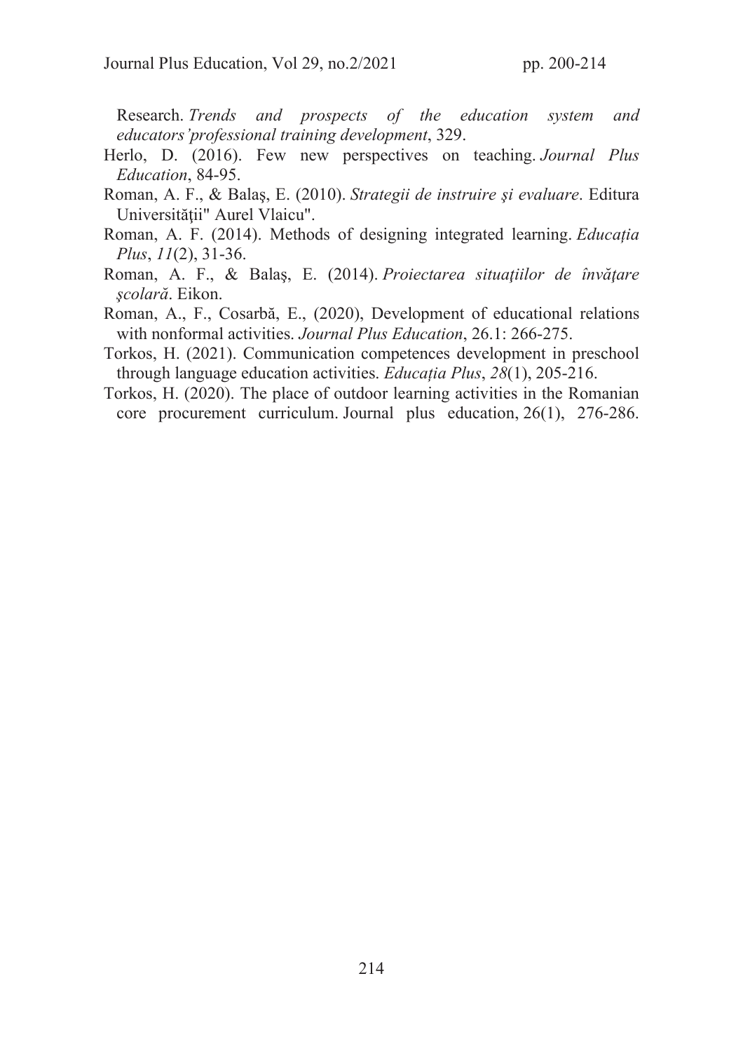Research. *Trends and prospects of the education system and educators'professional training development*, 329.

Herlo, D. (2016). Few new perspectives on teaching. *Journal Plus Education*, 84-95.

Roman, A. F., & Balaş, E. (2010). *Strategii de instruire şi evaluare*. Editura Universităţii" Aurel Vlaicu".

Roman, A. F. (2014). Methods of designing integrated learning. *Educația Plus*, *11*(2), 31-36.

Roman, A. F., & Balaş, E. (2014). *Proiectarea situaţiilor de învăţare şcolară*. Eikon.

Roman, A., F., Cosarbă, E., (2020), Development of educational relations with nonformal activities. *Journal Plus Education*, 26.1: 266-275.

Torkos, H. (2021). Communication competences development in preschool through language education activities. *Educația Plus*, *28*(1), 205-216.

Torkos, H. (2020). The place of outdoor learning activities in the Romanian core procurement curriculum. Journal plus education, 26(1), 276-286.